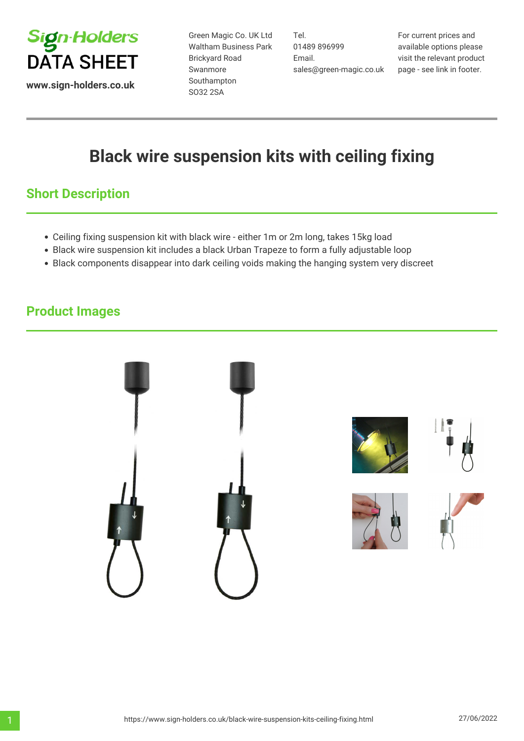Sign-Holders
DATA SHEET

www.sign-holders.co.uk

Green Magic Co. UK Ltd
Waltham Business Park
Brickyard Road
Swanmore
Southampton
SO32 2SA

Tel.
01489 896999
Email.
sales@green-magic.co.uk

For current prices and available options please visit the relevant product page - see link in footer.

# Black wire suspension kits with ceiling fixing

## Short Description

- Ceiling fixing suspension kit with black wire - either 1m or 2m long, takes 15kg load
- Black wire suspension kit includes a black Urban Trapeze to form a fully adjustable loop
- Black components disappear into dark ceiling voids making the hanging system very discreet

## Product Images

https://www.sign-holders.co.uk/black-wire-suspension-kits-ceiling-fixing.html

27/06/2022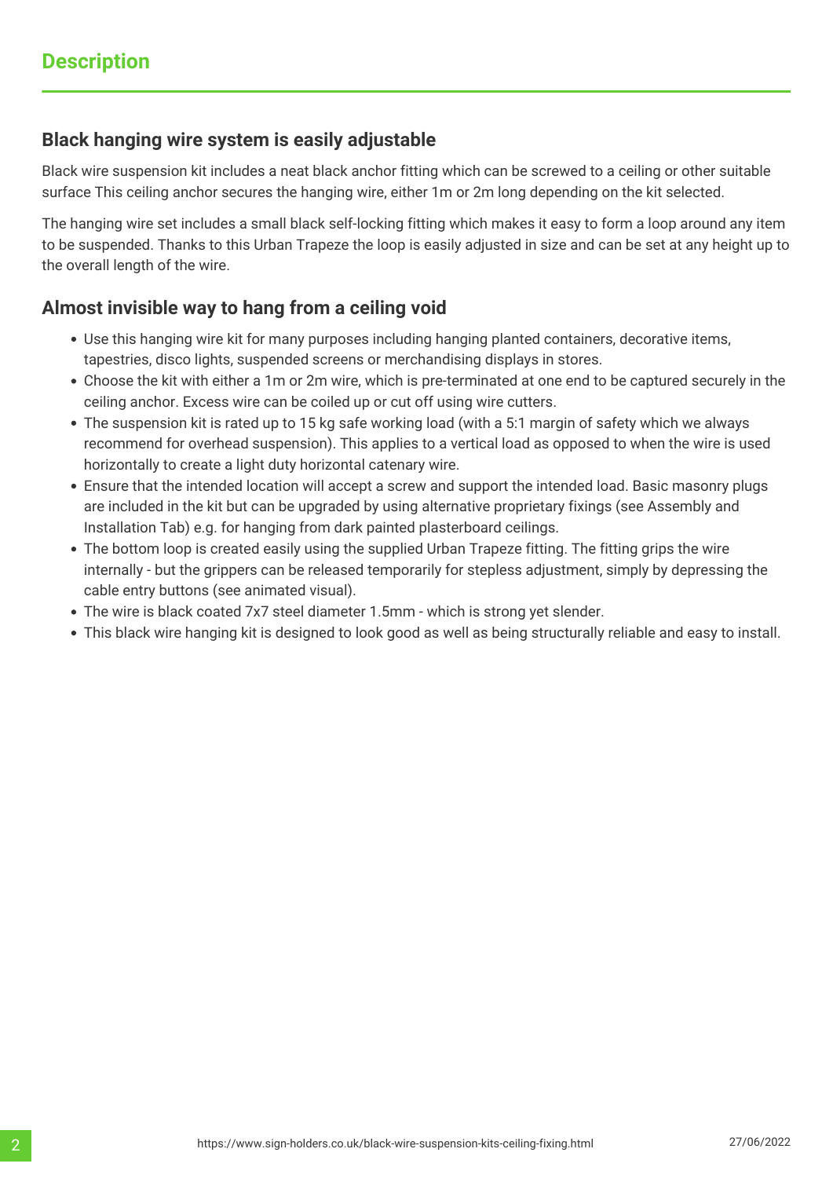## Description

### Black hanging wire system is easily adjustable

Black wire suspension kit includes a neat black anchor fitting which can be screwed to a ceiling or other suitable surface This ceiling anchor secures the hanging wire, either 1m or 2m long depending on the kit selected.

The hanging wire set includes a small black self-locking fitting which makes it easy to form a loop around any item to be suspended. Thanks to this Urban Trapeze the loop is easily adjusted in size and can be set at any height up to the overall length of the wire.

### Almost invisible way to hang from a ceiling void

- Use this hanging wire kit for many purposes including hanging planted containers, decorative items, tapestries, disco lights, suspended screens or merchandising displays in stores.
- Choose the kit with either a 1m or 2m wire, which is pre-terminated at one end to be captured securely in the ceiling anchor. Excess wire can be coiled up or cut off using wire cutters.
- The suspension kit is rated up to 15 kg safe working load (with a 5:1 margin of safety which we always recommend for overhead suspension). This applies to a vertical load as opposed to when the wire is used horizontally to create a light duty horizontal catenary wire.
- Ensure that the intended location will accept a screw and support the intended load. Basic masonry plugs are included in the kit but can be upgraded by using alternative proprietary fixings (see Assembly and Installation Tab) e.g. for hanging from dark painted plasterboard ceilings.
- The bottom loop is created easily using the supplied Urban Trapeze fitting. The fitting grips the wire internally - but the grippers can be released temporarily for stepless adjustment, simply by depressing the cable entry buttons (see animated visual).
- The wire is black coated 7x7 steel diameter 1.5mm - which is strong yet slender.
- This black wire hanging kit is designed to look good as well as being structurally reliable and easy to install.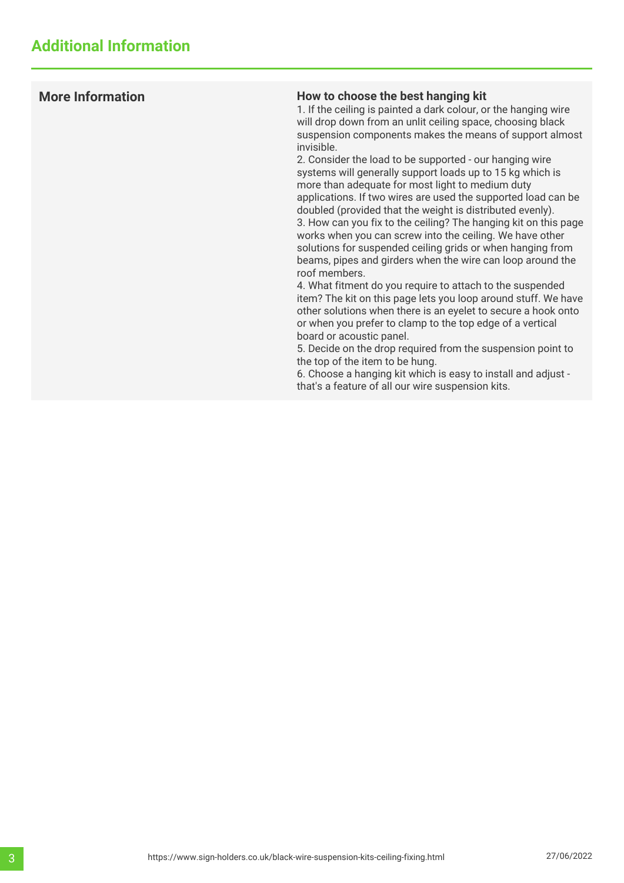## Additional Information

| | |
|---|---|
| **More Information** | **How to choose the best hanging kit**<br>1. If the ceiling is painted a dark colour, or the hanging wire will drop down from an unlit ceiling space, choosing black suspension components makes the means of support almost invisible.<br>2. Consider the load to be supported - our hanging wire systems will generally support loads up to 15 kg which is more than adequate for most light to medium duty applications. If two wires are used the supported load can be doubled (provided that the weight is distributed evenly).<br>3. How can you fix to the ceiling? The hanging kit on this page works when you can screw into the ceiling. We have other solutions for suspended ceiling grids or when hanging from beams, pipes and girders when the wire can loop around the roof members.<br>4. What fitment do you require to attach to the suspended item? The kit on this page lets you loop around stuff. We have other solutions when there is an eyelet to secure a hook onto or when you prefer to clamp to the top edge of a vertical board or acoustic panel.<br>5. Decide on the drop required from the suspension point to the top of the item to be hung.<br>6. Choose a hanging kit which is easy to install and adjust - that's a feature of all our wire suspension kits. |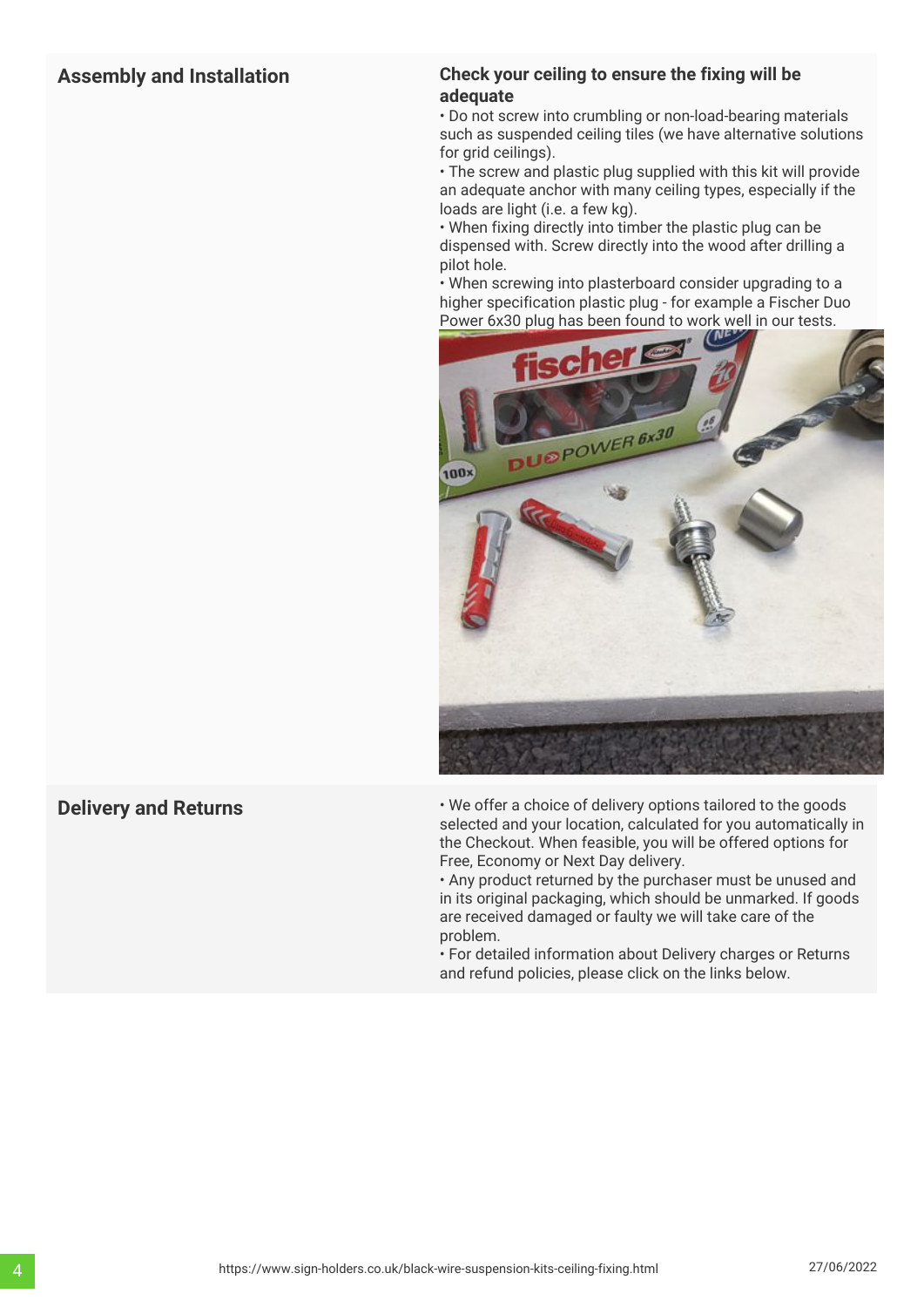## Assembly and Installation

**Check your ceiling to ensure the fixing will be adequate**

- Do not screw into crumbling or non-load-bearing materials such as suspended ceiling tiles (we have alternative solutions for grid ceilings).
- The screw and plastic plug supplied with this kit will provide an adequate anchor with many ceiling types, especially if the loads are light (i.e. a few kg).
- When fixing directly into timber the plastic plug can be dispensed with. Screw directly into the wood after drilling a pilot hole.
- When screwing into plasterboard consider upgrading to a higher specification plastic plug - for example a Fischer Duo Power 6x30 plug has been found to work well in our tests.

## Delivery and Returns

- We offer a choice of delivery options tailored to the goods selected and your location, calculated for you automatically in the Checkout. When feasible, you will be offered options for Free, Economy or Next Day delivery.
- Any product returned by the purchaser must be unused and in its original packaging, which should be unmarked. If goods are received damaged or faulty we will take care of the problem.
- For detailed information about Delivery charges or Returns and refund policies, please click on the links below.